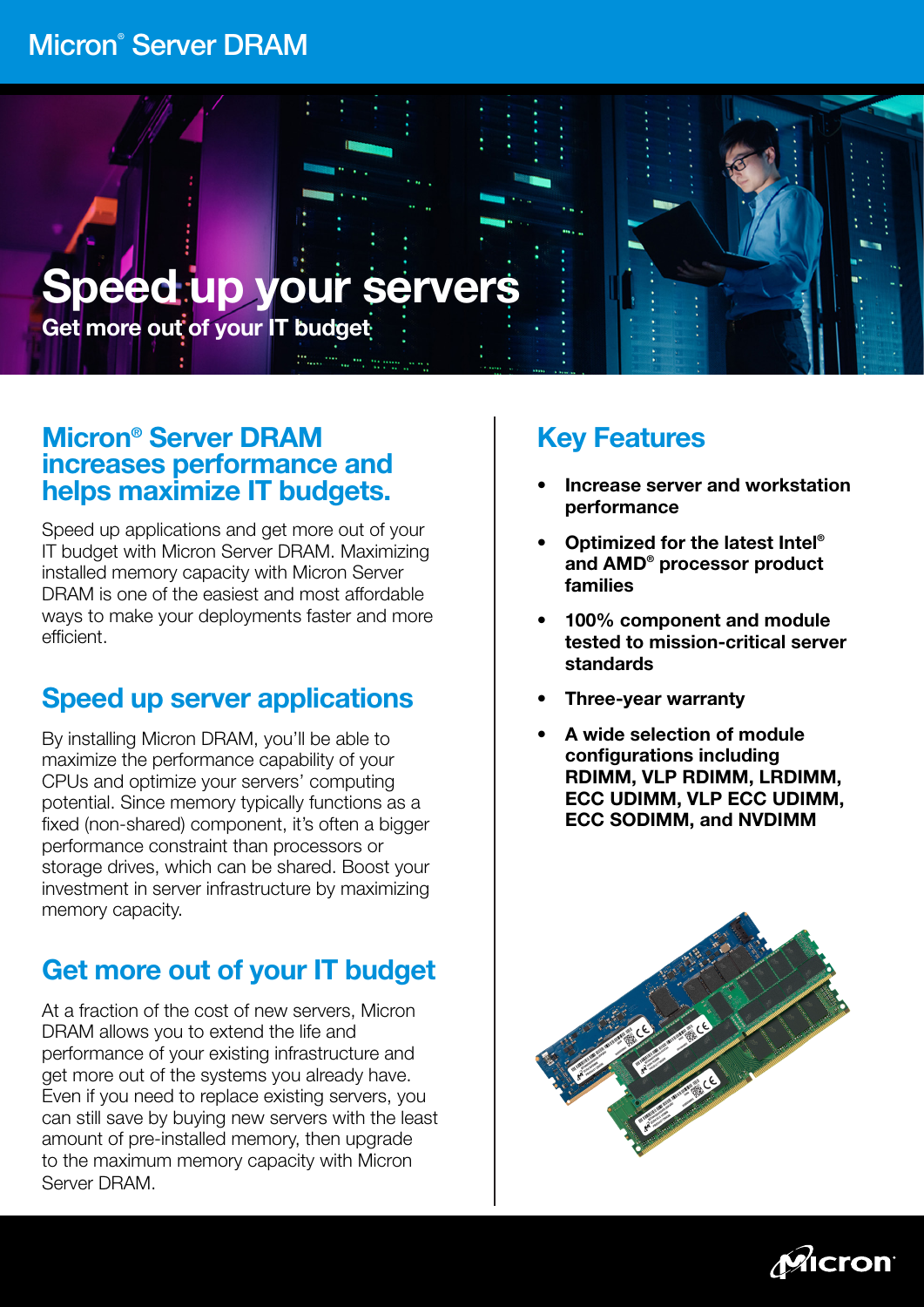Micron® Server DRAM

# Speed up your servers

Get more out of your IT budget

## Micron® Server DRAM increases performance and helps maximize IT budgets.

Speed up applications and get more out of your IT budget with Micron Server DRAM. Maximizing installed memory capacity with Micron Server DRAM is one of the easiest and most affordable ways to make your deployments faster and more efficient.

## Speed up server applications

By installing Micron DRAM, you'll be able to maximize the performance capability of your CPUs and optimize your servers' computing potential. Since memory typically functions as a fixed (non-shared) component, it's often a bigger performance constraint than processors or storage drives, which can be shared. Boost your investment in server infrastructure by maximizing memory capacity.

## Get more out of your IT budget

At a fraction of the cost of new servers, Micron DRAM allows you to extend the life and performance of your existing infrastructure and get more out of the systems you already have. Even if you need to replace existing servers, you can still save by buying new servers with the least amount of pre-installed memory, then upgrade to the maximum memory capacity with Micron Server DRAM.

## Key Features

- **Increase server and workstation performance**
- **Optimized for the latest Intel® and AMD® processor product families**
- **100% component and module tested to mission-critical server standards**
- **Three-year warranty**
- **A wide selection of module configurations including RDIMM, VLP RDIMM, LRDIMM, ECC UDIMM, VLP ECC UDIMM, ECC SODIMM, and NVDIMM**

Micron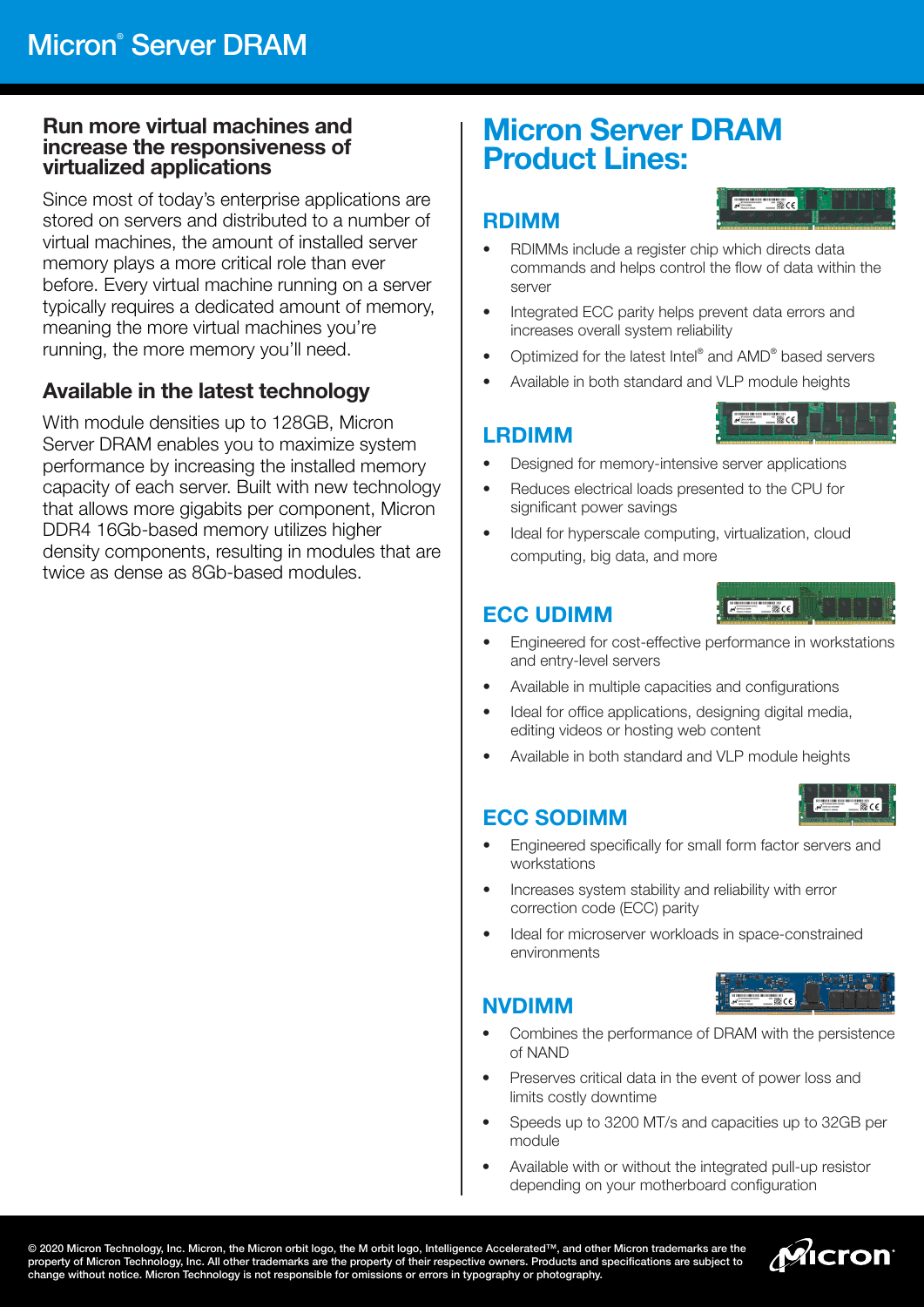# Micron® Server DRAM

## Run more virtual machines and increase the responsiveness of virtualized applications

Since most of today's enterprise applications are stored on servers and distributed to a number of virtual machines, the amount of installed server memory plays a more critical role than ever before. Every virtual machine running on a server typically requires a dedicated amount of memory, meaning the more virtual machines you're running, the more memory you'll need.

## Available in the latest technology

With module densities up to 128GB, Micron Server DRAM enables you to maximize system performance by increasing the installed memory capacity of each server. Built with new technology that allows more gigabits per component, Micron DDR4 16Gb-based memory utilizes higher density components, resulting in modules that are twice as dense as 8Gb-based modules.

# Micron Server DRAM Product Lines:

## RDIMM

- RDIMMs include a register chip which directs data commands and helps control the flow of data within the server
- Integrated ECC parity helps prevent data errors and increases overall system reliability
- Optimized for the latest Intel® and AMD® based servers
- Available in both standard and VLP module heights

## LRDIMM

- Designed for memory-intensive server applications
- Reduces electrical loads presented to the CPU for significant power savings
- Ideal for hyperscale computing, virtualization, cloud computing, big data, and more

## ECC UDIMM

- Engineered for cost-effective performance in workstations and entry-level servers
- Available in multiple capacities and configurations
- Ideal for office applications, designing digital media, editing videos or hosting web content
- Available in both standard and VLP module heights

## ECC SODIMM

- Engineered specifically for small form factor servers and workstations
- Increases system stability and reliability with error correction code (ECC) parity
- Ideal for microserver workloads in space-constrained environments

## NVDIMM

- Combines the performance of DRAM with the persistence of NAND
- Preserves critical data in the event of power loss and limits costly downtime
- Speeds up to 3200 MT/s and capacities up to 32GB per module
- Available with or without the integrated pull-up resistor depending on your motherboard configuration

© 2020 Micron Technology, Inc. Micron, the Micron orbit logo, the M orbit logo, Intelligence Accelerated™, and other Micron trademarks are the property of Micron Technology, Inc. All other trademarks are the property of their respective owners. Products and specifications are subject to change without notice. Micron Technology is not responsible for omissions or errors in typography or photography.